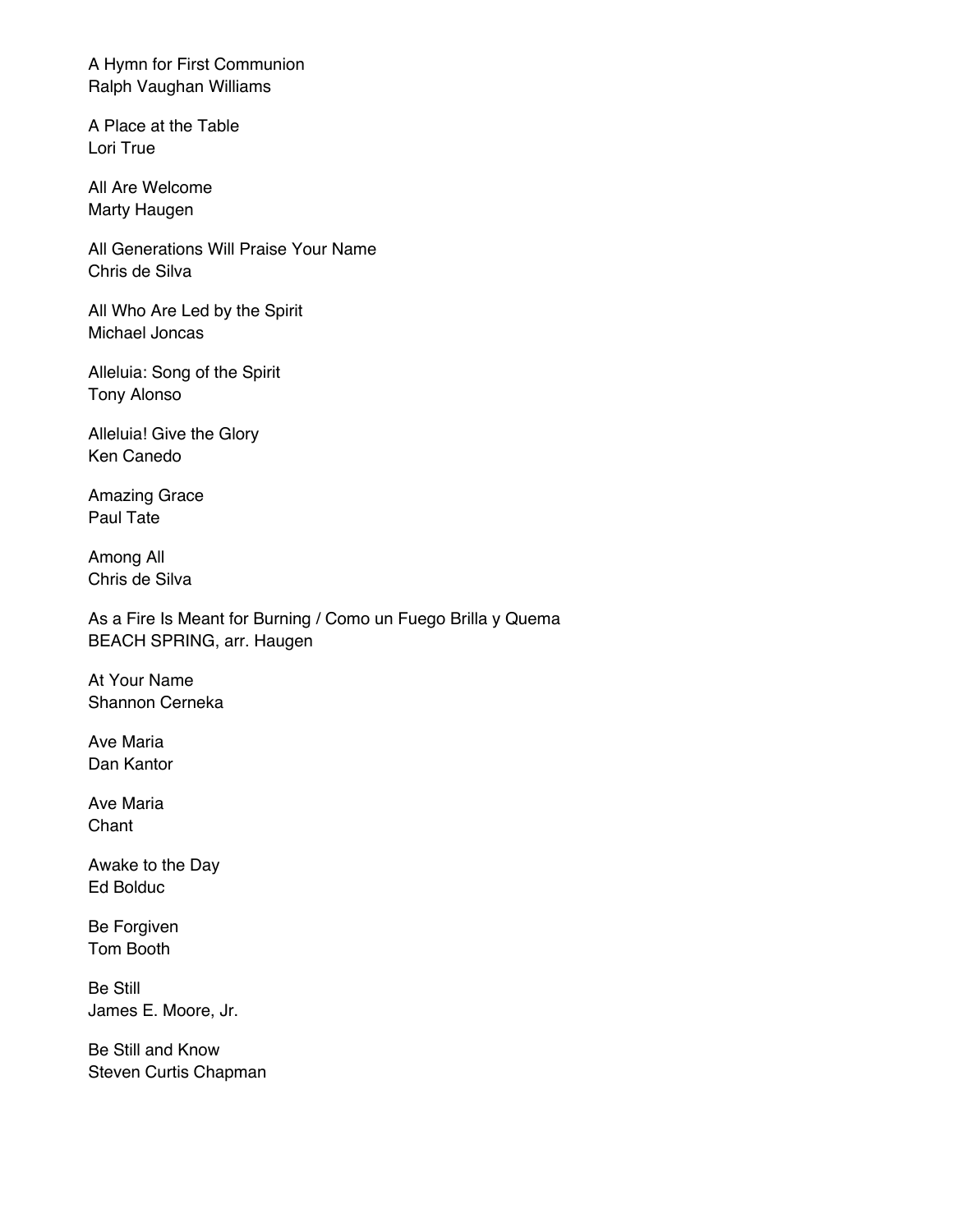A Hymn for First Communion
Ralph Vaughan Williams

A Place at the Table
Lori True

All Are Welcome
Marty Haugen

All Generations Will Praise Your Name
Chris de Silva

All Who Are Led by the Spirit
Michael Joncas

Alleluia: Song of the Spirit
Tony Alonso

Alleluia! Give the Glory
Ken Canedo

Amazing Grace
Paul Tate

Among All
Chris de Silva

As a Fire Is Meant for Burning / Como un Fuego Brilla y Quema
BEACH SPRING, arr. Haugen

At Your Name
Shannon Cerneka

Ave Maria
Dan Kantor

Ave Maria
Chant

Awake to the Day
Ed Bolduc

Be Forgiven
Tom Booth

Be Still
James E. Moore, Jr.

Be Still and Know
Steven Curtis Chapman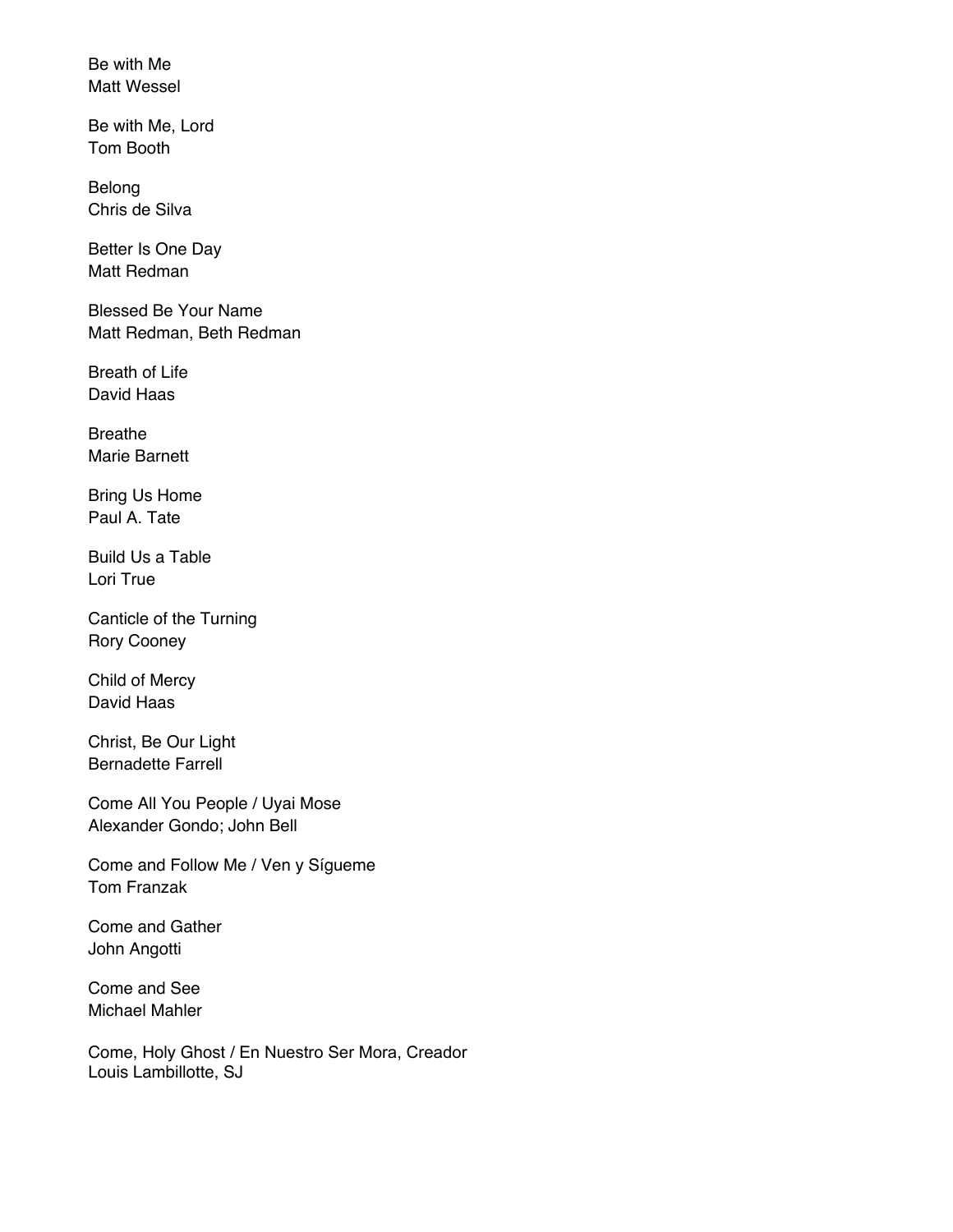Be with Me
Matt Wessel

Be with Me, Lord
Tom Booth

Belong
Chris de Silva

Better Is One Day
Matt Redman

Blessed Be Your Name
Matt Redman, Beth Redman

Breath of Life
David Haas

Breathe
Marie Barnett

Bring Us Home
Paul A. Tate

Build Us a Table
Lori True

Canticle of the Turning
Rory Cooney

Child of Mercy
David Haas

Christ, Be Our Light
Bernadette Farrell

Come All You People / Uyai Mose
Alexander Gondo; John Bell

Come and Follow Me / Ven y Sígueme
Tom Franzak

Come and Gather
John Angotti

Come and See
Michael Mahler

Come, Holy Ghost / En Nuestro Ser Mora, Creador
Louis Lambillotte, SJ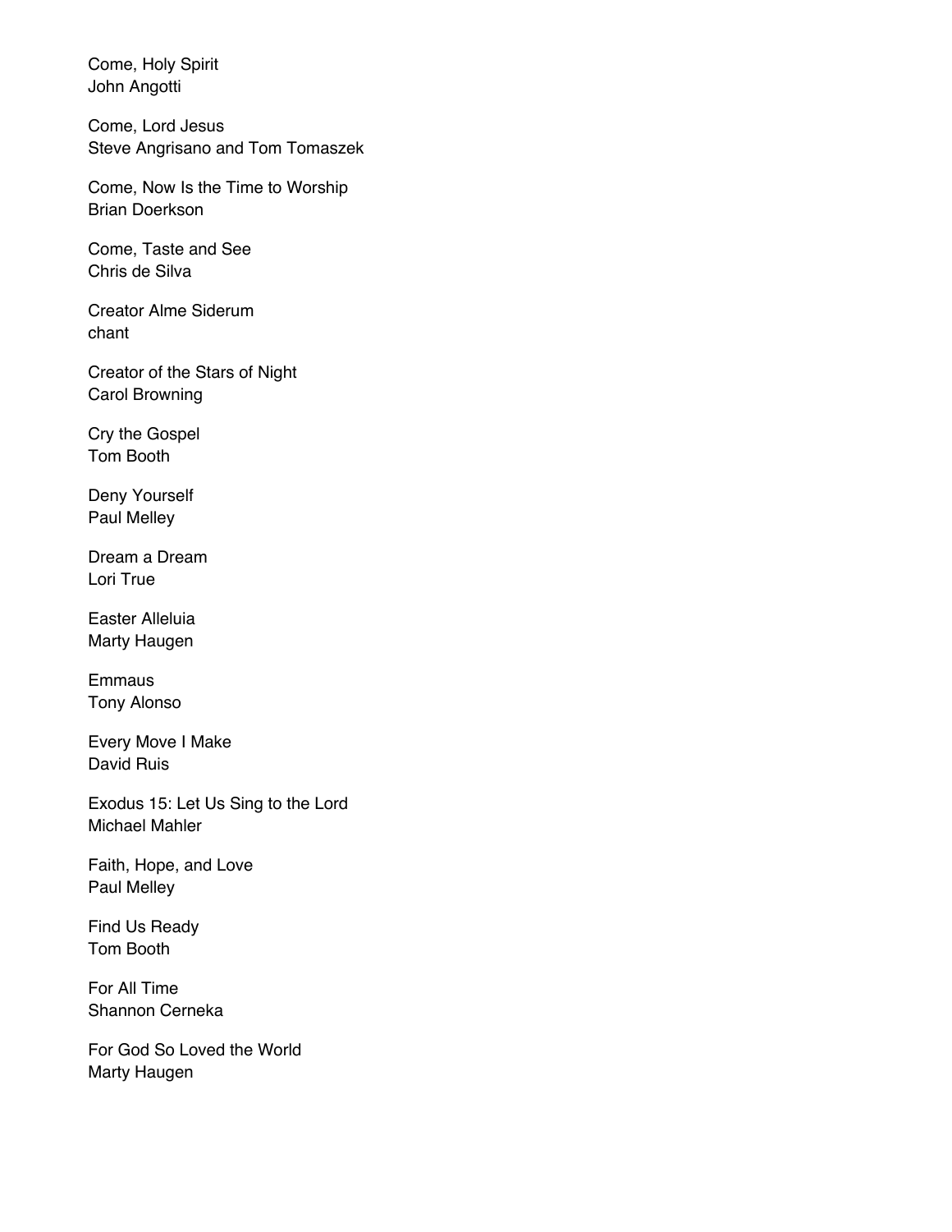Come, Holy Spirit
John Angotti

Come, Lord Jesus
Steve Angrisano and Tom Tomaszek

Come, Now Is the Time to Worship
Brian Doerkson

Come, Taste and See
Chris de Silva

Creator Alme Siderum
chant

Creator of the Stars of Night
Carol Browning

Cry the Gospel
Tom Booth

Deny Yourself
Paul Melley

Dream a Dream
Lori True

Easter Alleluia
Marty Haugen

Emmaus
Tony Alonso

Every Move I Make
David Ruis

Exodus 15: Let Us Sing to the Lord
Michael Mahler

Faith, Hope, and Love
Paul Melley

Find Us Ready
Tom Booth

For All Time
Shannon Cerneka

For God So Loved the World
Marty Haugen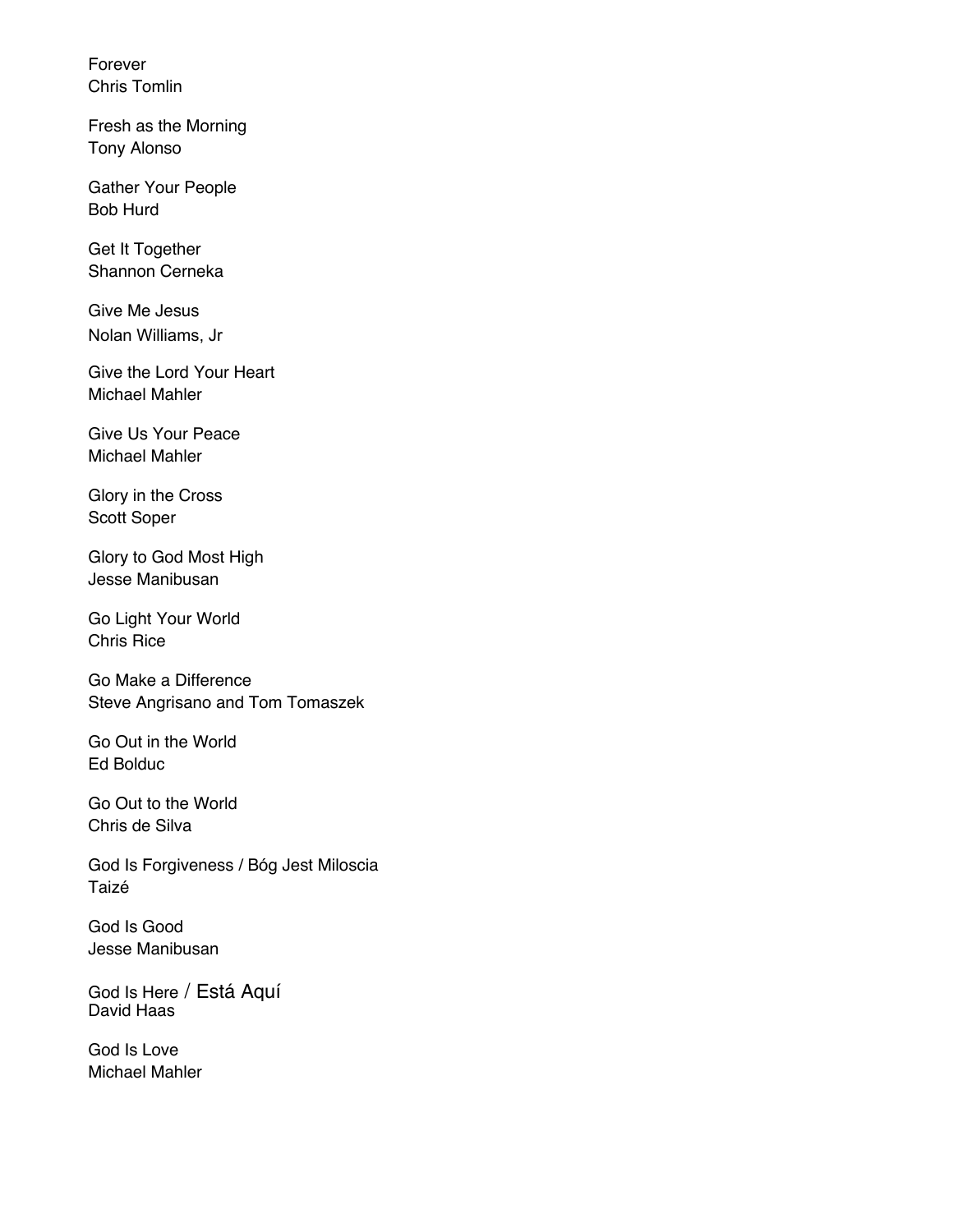Forever
Chris Tomlin

Fresh as the Morning
Tony Alonso

Gather Your People
Bob Hurd

Get It Together
Shannon Cerneka

Give Me Jesus
Nolan Williams, Jr

Give the Lord Your Heart
Michael Mahler

Give Us Your Peace
Michael Mahler

Glory in the Cross
Scott Soper

Glory to God Most High
Jesse Manibusan

Go Light Your World
Chris Rice

Go Make a Difference
Steve Angrisano and Tom Tomaszek

Go Out in the World
Ed Bolduc

Go Out to the World
Chris de Silva

God Is Forgiveness / Bóg Jest Miloscia
Taizé

God Is Good
Jesse Manibusan

God Is Here / Está Aquí
David Haas

God Is Love
Michael Mahler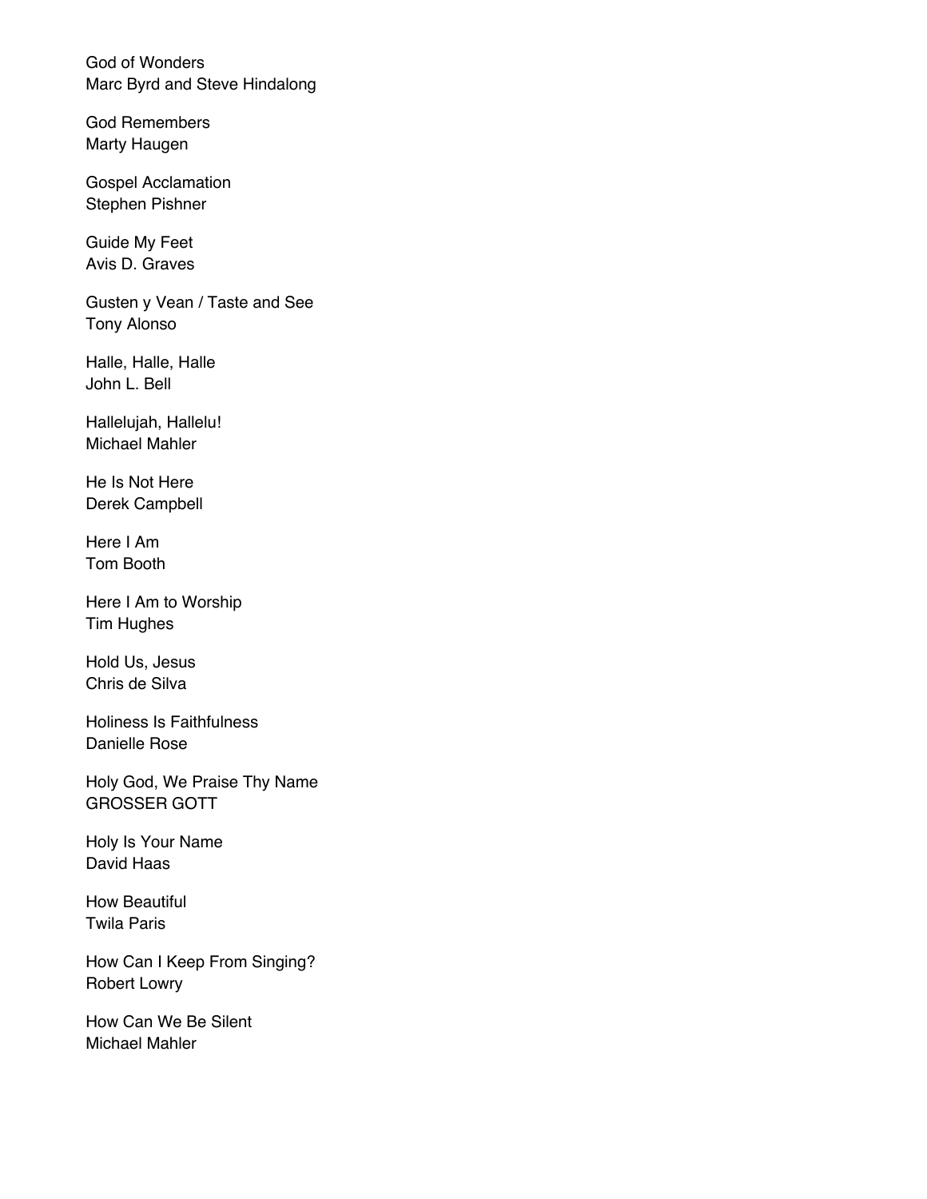God of Wonders
Marc Byrd and Steve Hindalong

God Remembers
Marty Haugen

Gospel Acclamation
Stephen Pishner

Guide My Feet
Avis D. Graves

Gusten y Vean / Taste and See
Tony Alonso

Halle, Halle, Halle
John L. Bell

Hallelujah, Hallelu!
Michael Mahler

He Is Not Here
Derek Campbell

Here I Am
Tom Booth

Here I Am to Worship
Tim Hughes

Hold Us, Jesus
Chris de Silva

Holiness Is Faithfulness
Danielle Rose

Holy God, We Praise Thy Name
GROSSER GOTT

Holy Is Your Name
David Haas

How Beautiful
Twila Paris

How Can I Keep From Singing?
Robert Lowry

How Can We Be Silent
Michael Mahler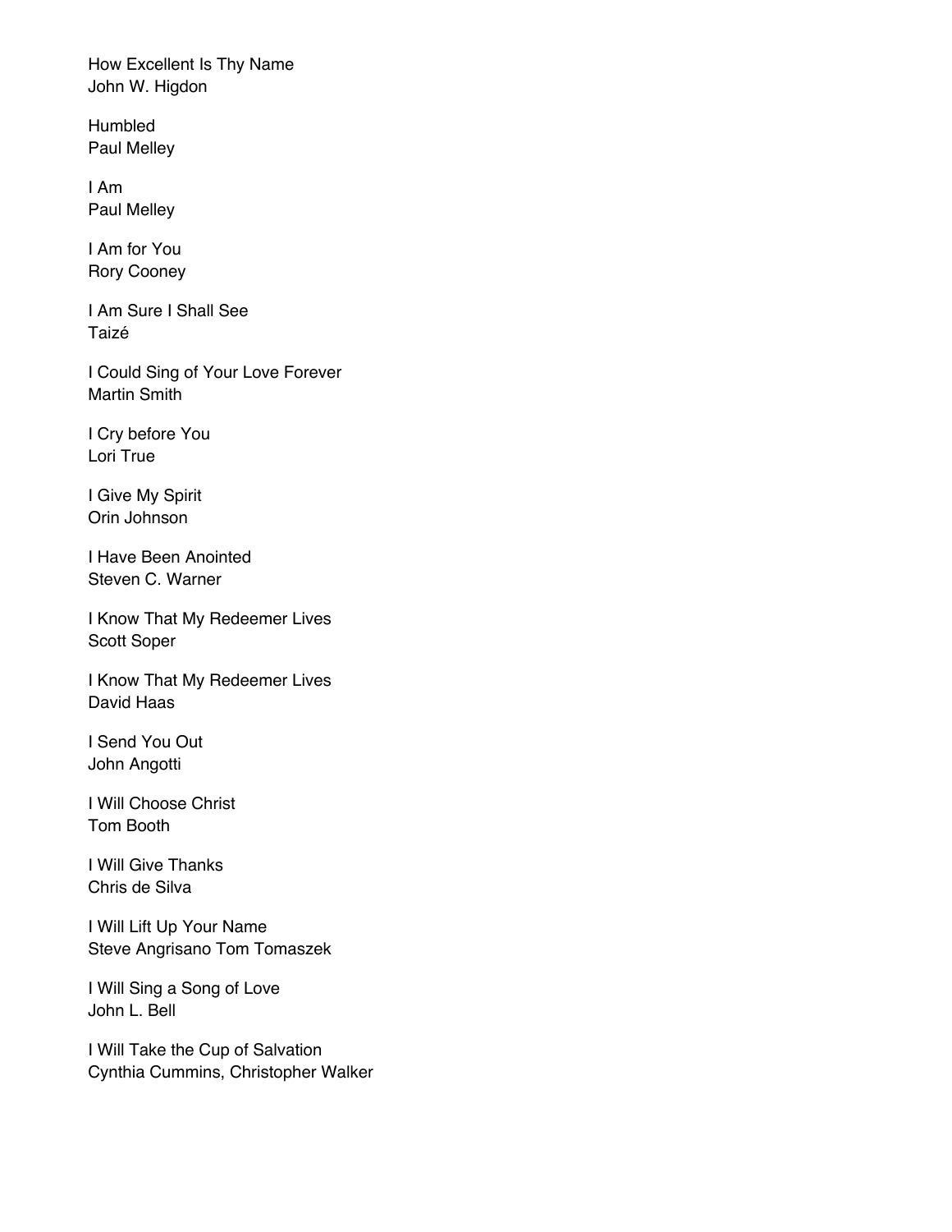How Excellent Is Thy Name
John W. Higdon

Humbled
Paul Melley

I Am
Paul Melley

I Am for You
Rory Cooney

I Am Sure I Shall See
Taizé

I Could Sing of Your Love Forever
Martin Smith

I Cry before You
Lori True

I Give My Spirit
Orin Johnson

I Have Been Anointed
Steven C. Warner

I Know That My Redeemer Lives
Scott Soper

I Know That My Redeemer Lives
David Haas

I Send You Out
John Angotti

I Will Choose Christ
Tom Booth

I Will Give Thanks
Chris de Silva

I Will Lift Up Your Name
Steve Angrisano Tom Tomaszek

I Will Sing a Song of Love
John L. Bell

I Will Take the Cup of Salvation
Cynthia Cummins, Christopher Walker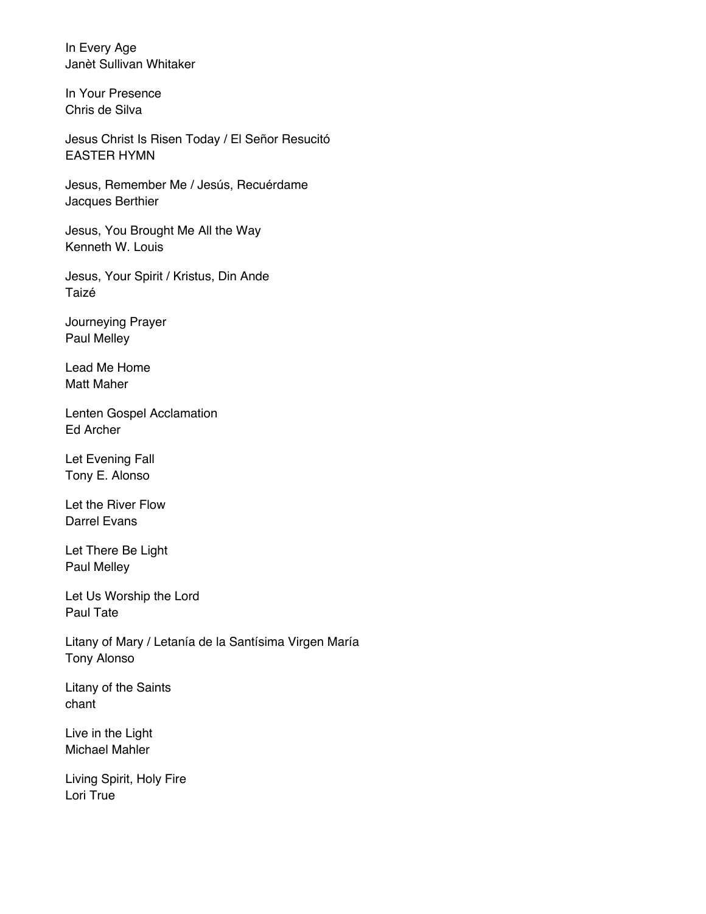In Every Age
Janèt Sullivan Whitaker

In Your Presence
Chris de Silva

Jesus Christ Is Risen Today / El Señor Resucitó
EASTER HYMN

Jesus, Remember Me / Jesús, Recuérdame
Jacques Berthier

Jesus, You Brought Me All the Way
Kenneth W. Louis

Jesus, Your Spirit / Kristus, Din Ande
Taizé

Journeying Prayer
Paul Melley

Lead Me Home
Matt Maher

Lenten Gospel Acclamation
Ed Archer

Let Evening Fall
Tony E. Alonso

Let the River Flow
Darrel Evans

Let There Be Light
Paul Melley

Let Us Worship the Lord
Paul Tate

Litany of Mary / Letanía de la Santísima Virgen María
Tony Alonso

Litany of the Saints
chant

Live in the Light
Michael Mahler

Living Spirit, Holy Fire
Lori True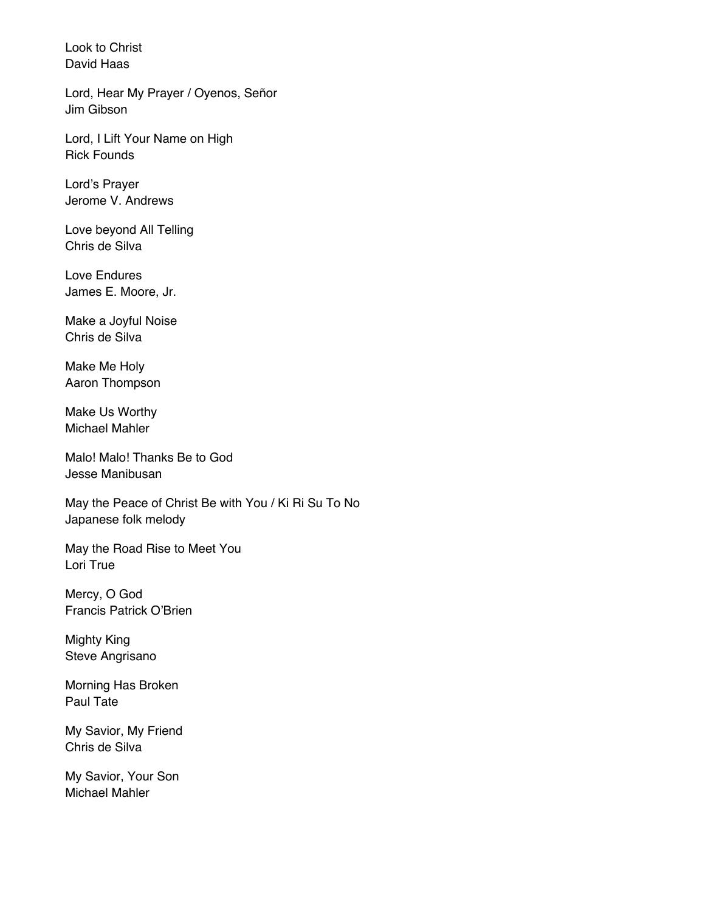Look to Christ
David Haas

Lord, Hear My Prayer / Oyenos, Señor
Jim Gibson

Lord, I Lift Your Name on High
Rick Founds

Lord's Prayer
Jerome V. Andrews

Love beyond All Telling
Chris de Silva

Love Endures
James E. Moore, Jr.

Make a Joyful Noise
Chris de Silva

Make Me Holy
Aaron Thompson

Make Us Worthy
Michael Mahler

Malo! Malo! Thanks Be to God
Jesse Manibusan

May the Peace of Christ Be with You / Ki Ri Su To No
Japanese folk melody

May the Road Rise to Meet You
Lori True

Mercy, O God
Francis Patrick O'Brien

Mighty King
Steve Angrisano

Morning Has Broken
Paul Tate

My Savior, My Friend
Chris de Silva

My Savior, Your Son
Michael Mahler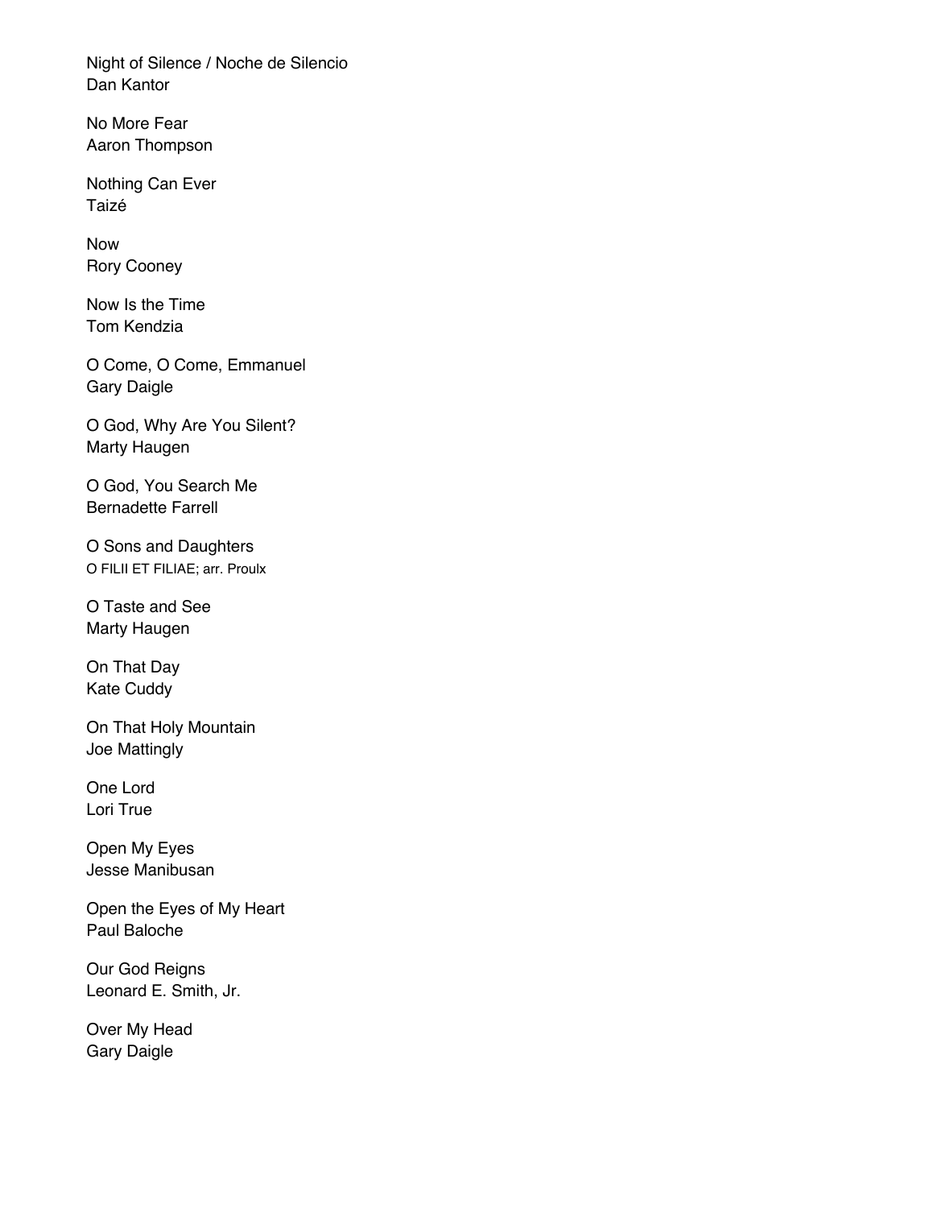Night of Silence / Noche de Silencio
Dan Kantor

No More Fear
Aaron Thompson

Nothing Can Ever
Taizé

Now
Rory Cooney

Now Is the Time
Tom Kendzia

O Come, O Come, Emmanuel
Gary Daigle

O God, Why Are You Silent?
Marty Haugen

O God, You Search Me
Bernadette Farrell

O Sons and Daughters
O FILII ET FILIAE; arr. Proulx

O Taste and See
Marty Haugen

On That Day
Kate Cuddy

On That Holy Mountain
Joe Mattingly

One Lord
Lori True

Open My Eyes
Jesse Manibusan

Open the Eyes of My Heart
Paul Baloche

Our God Reigns
Leonard E. Smith, Jr.

Over My Head
Gary Daigle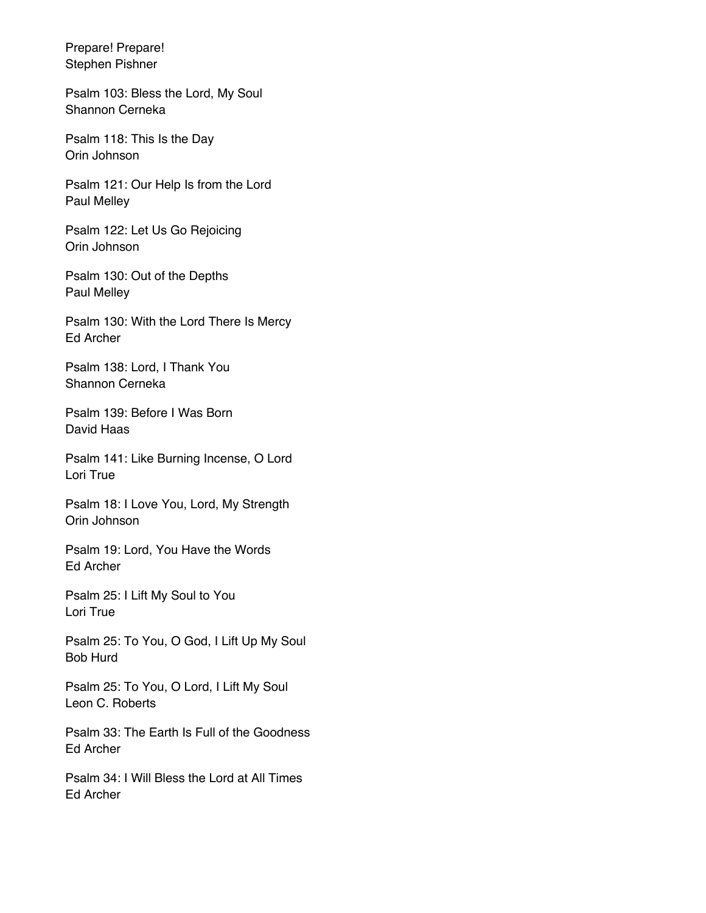Prepare! Prepare!
Stephen Pishner

Psalm 103: Bless the Lord, My Soul
Shannon Cerneka

Psalm 118: This Is the Day
Orin Johnson

Psalm 121: Our Help Is from the Lord
Paul Melley

Psalm 122: Let Us Go Rejoicing
Orin Johnson

Psalm 130: Out of the Depths
Paul Melley

Psalm 130: With the Lord There Is Mercy
Ed Archer

Psalm 138: Lord, I Thank You
Shannon Cerneka

Psalm 139: Before I Was Born
David Haas

Psalm 141: Like Burning Incense, O Lord
Lori True

Psalm 18: I Love You, Lord, My Strength
Orin Johnson

Psalm 19: Lord, You Have the Words
Ed Archer

Psalm 25: I Lift My Soul to You
Lori True

Psalm 25: To You, O God, I Lift Up My Soul
Bob Hurd

Psalm 25: To You, O Lord, I Lift My Soul
Leon C. Roberts

Psalm 33: The Earth Is Full of the Goodness
Ed Archer

Psalm 34: I Will Bless the Lord at All Times
Ed Archer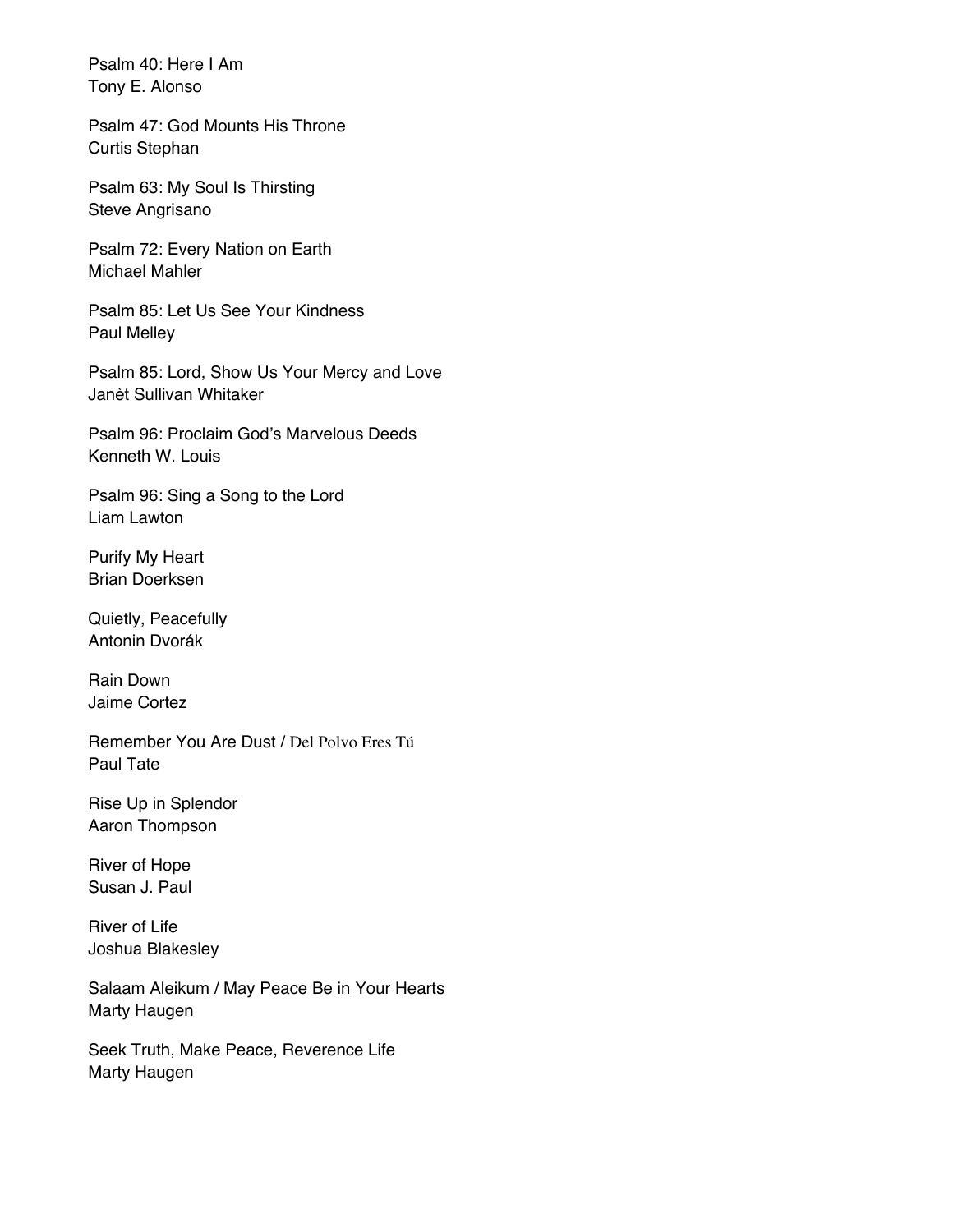Psalm 40: Here I Am
Tony E. Alonso

Psalm 47: God Mounts His Throne
Curtis Stephan

Psalm 63: My Soul Is Thirsting
Steve Angrisano

Psalm 72: Every Nation on Earth
Michael Mahler

Psalm 85: Let Us See Your Kindness
Paul Melley

Psalm 85: Lord, Show Us Your Mercy and Love
Janèt Sullivan Whitaker

Psalm 96: Proclaim God's Marvelous Deeds
Kenneth W. Louis

Psalm 96: Sing a Song to the Lord
Liam Lawton

Purify My Heart
Brian Doerksen

Quietly, Peacefully
Antonin Dvorák

Rain Down
Jaime Cortez

Remember You Are Dust / Del Polvo Eres Tú
Paul Tate

Rise Up in Splendor
Aaron Thompson

River of Hope
Susan J. Paul

River of Life
Joshua Blakesley

Salaam Aleikum / May Peace Be in Your Hearts
Marty Haugen

Seek Truth, Make Peace, Reverence Life
Marty Haugen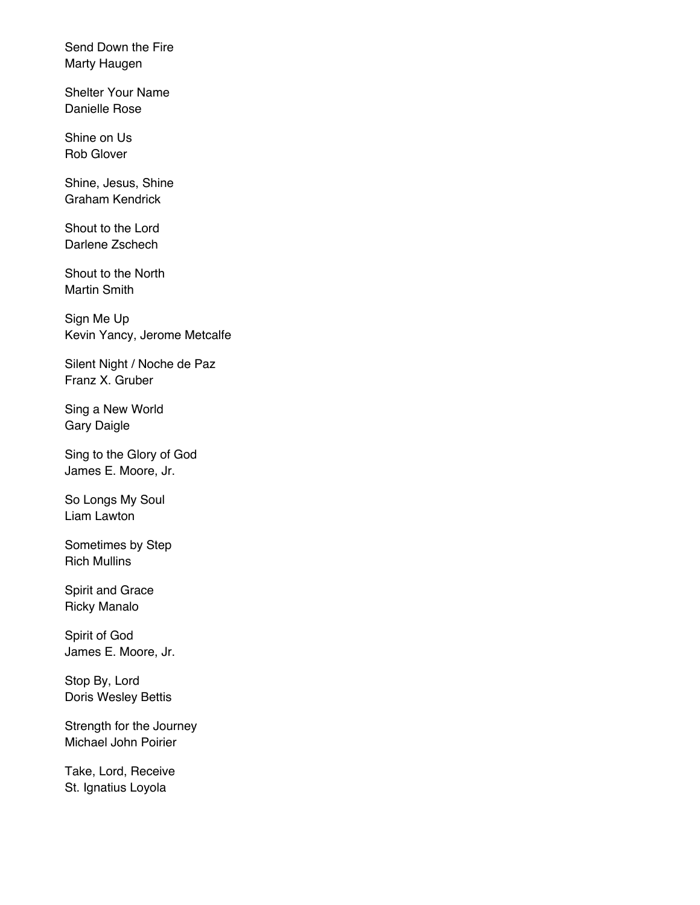Send Down the Fire
Marty Haugen

Shelter Your Name
Danielle Rose

Shine on Us
Rob Glover

Shine, Jesus, Shine
Graham Kendrick

Shout to the Lord
Darlene Zschech

Shout to the North
Martin Smith

Sign Me Up
Kevin Yancy, Jerome Metcalfe

Silent Night / Noche de Paz
Franz X. Gruber

Sing a New World
Gary Daigle

Sing to the Glory of God
James E. Moore, Jr.

So Longs My Soul
Liam Lawton

Sometimes by Step
Rich Mullins

Spirit and Grace
Ricky Manalo

Spirit of God
James E. Moore, Jr.

Stop By, Lord
Doris Wesley Bettis

Strength for the Journey
Michael John Poirier

Take, Lord, Receive
St. Ignatius Loyola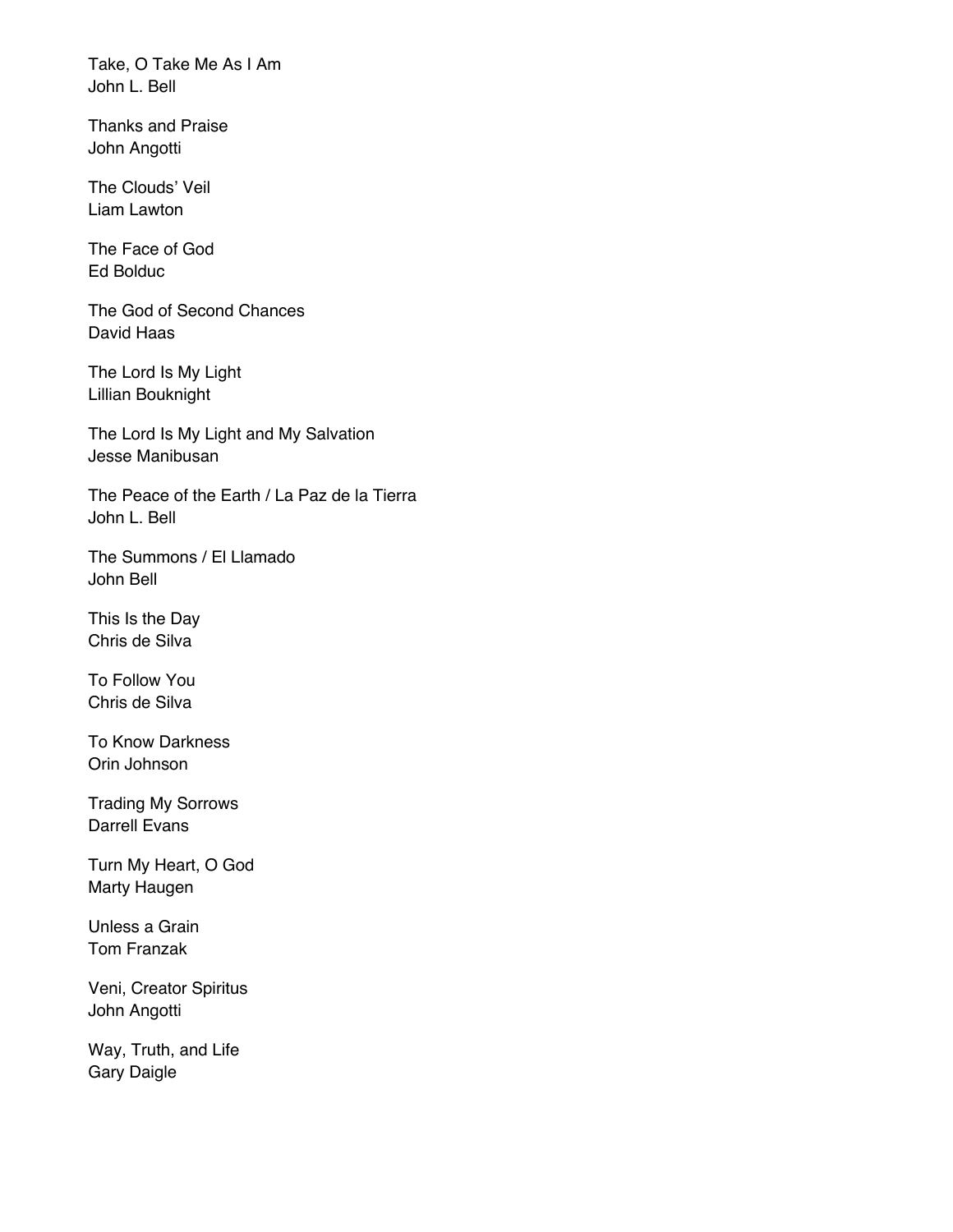Take, O Take Me As I Am
John L. Bell

Thanks and Praise
John Angotti

The Clouds' Veil
Liam Lawton

The Face of God
Ed Bolduc

The God of Second Chances
David Haas

The Lord Is My Light
Lillian Bouknight

The Lord Is My Light and My Salvation
Jesse Manibusan

The Peace of the Earth / La Paz de la Tierra
John L. Bell

The Summons / El Llamado
John Bell

This Is the Day
Chris de Silva

To Follow You
Chris de Silva

To Know Darkness
Orin Johnson

Trading My Sorrows
Darrell Evans

Turn My Heart, O God
Marty Haugen

Unless a Grain
Tom Franzak

Veni, Creator Spiritus
John Angotti

Way, Truth, and Life
Gary Daigle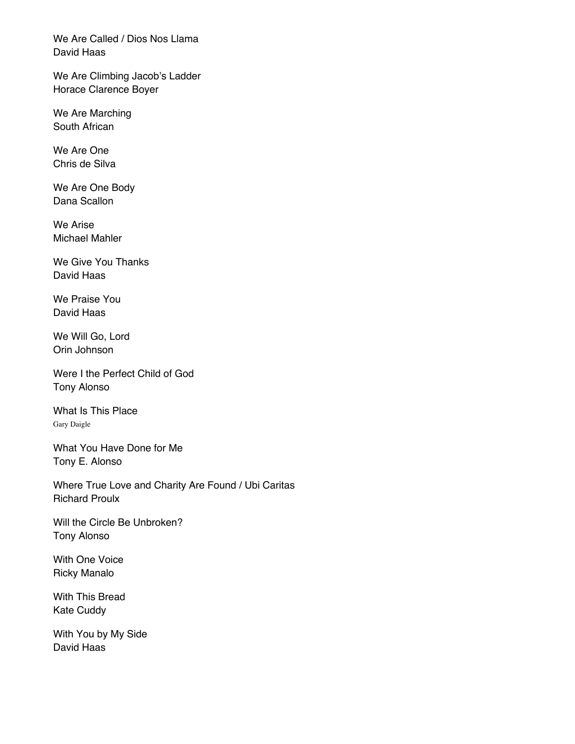We Are Called / Dios Nos Llama
David Haas

We Are Climbing Jacob's Ladder
Horace Clarence Boyer

We Are Marching
South African

We Are One
Chris de Silva

We Are One Body
Dana Scallon

We Arise
Michael Mahler

We Give You Thanks
David Haas

We Praise You
David Haas

We Will Go, Lord
Orin Johnson

Were I the Perfect Child of God
Tony Alonso

What Is This Place
Gary Daigle

What You Have Done for Me
Tony E. Alonso

Where True Love and Charity Are Found / Ubi Caritas
Richard Proulx

Will the Circle Be Unbroken?
Tony Alonso

With One Voice
Ricky Manalo

With This Bread
Kate Cuddy

With You by My Side
David Haas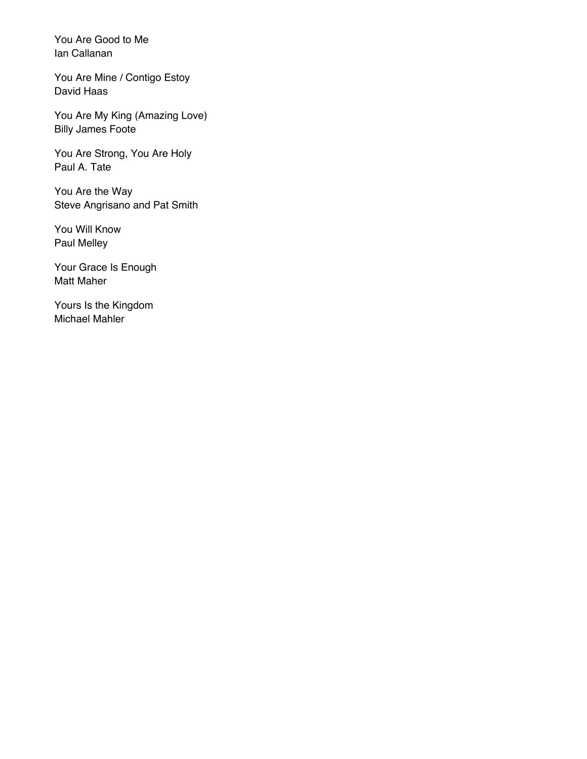You Are Good to Me
Ian Callanan

You Are Mine / Contigo Estoy
David Haas

You Are My King (Amazing Love)
Billy James Foote

You Are Strong, You Are Holy
Paul A. Tate

You Are the Way
Steve Angrisano and Pat Smith

You Will Know
Paul Melley

Your Grace Is Enough
Matt Maher

Yours Is the Kingdom
Michael Mahler